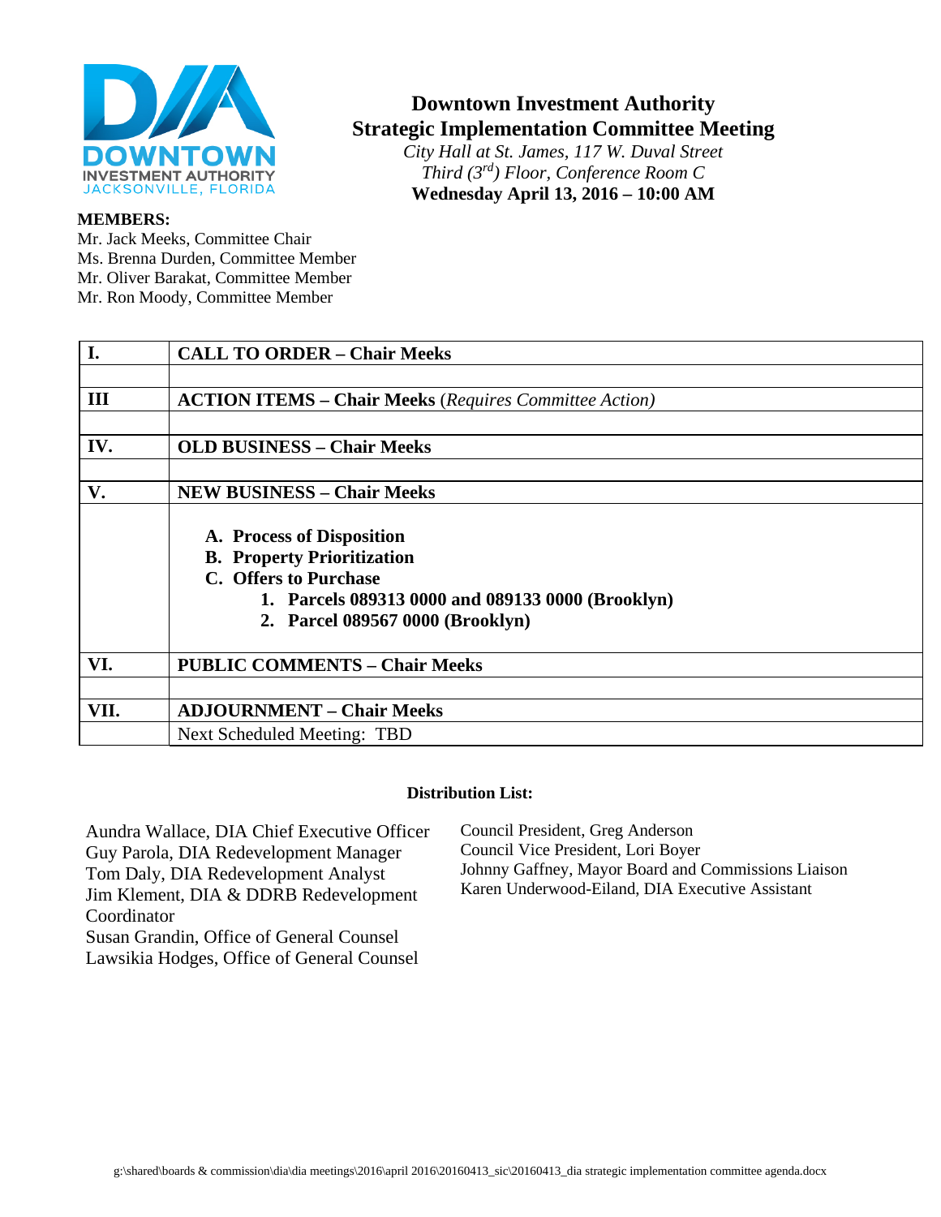# Downtown Investment Authority
## Strategic Implementation Committee Meeting

*City Hall at St. James, 117 W. Duval Street*
*Third (3rd) Floor, Conference Room C*
**Wednesday April 13, 2016 – 10:00 AM**

**MEMBERS:**
Mr. Jack Meeks, Committee Chair
Ms. Brenna Durden, Committee Member
Mr. Oliver Barakat, Committee Member
Mr. Ron Moody, Committee Member

| | |
|---|---|
| **I.** | **CALL TO ORDER – Chair Meeks** |
| | |
| **III** | **ACTION ITEMS – Chair Meeks** (*Requires Committee Action*) |
| | |
| **IV.** | **OLD BUSINESS – Chair Meeks** |
| | |
| **V.** | **NEW BUSINESS – Chair Meeks** |
| | **A. Process of Disposition**<br>**B. Property Prioritization**<br>**C. Offers to Purchase**<br>**1. Parcels 089313 0000 and 089133 0000 (Brooklyn)**<br>**2. Parcel 089567 0000 (Brooklyn)** |
| **VI.** | **PUBLIC COMMENTS – Chair Meeks** |
| | |
| **VII.** | **ADJOURNMENT – Chair Meeks** |
| | Next Scheduled Meeting: TBD |

**Distribution List:**

Aundra Wallace, DIA Chief Executive Officer
Guy Parola, DIA Redevelopment Manager
Tom Daly, DIA Redevelopment Analyst
Jim Klement, DIA & DDRB Redevelopment Coordinator
Susan Grandin, Office of General Counsel
Lawsikia Hodges, Office of General Counsel

Council President, Greg Anderson
Council Vice President, Lori Boyer
Johnny Gaffney, Mayor Board and Commissions Liaison
Karen Underwood-Eiland, DIA Executive Assistant

g:\shared\boards & commission\dia\dia meetings\2016\april 2016\20160413_sic\20160413_dia strategic implementation committee agenda.docx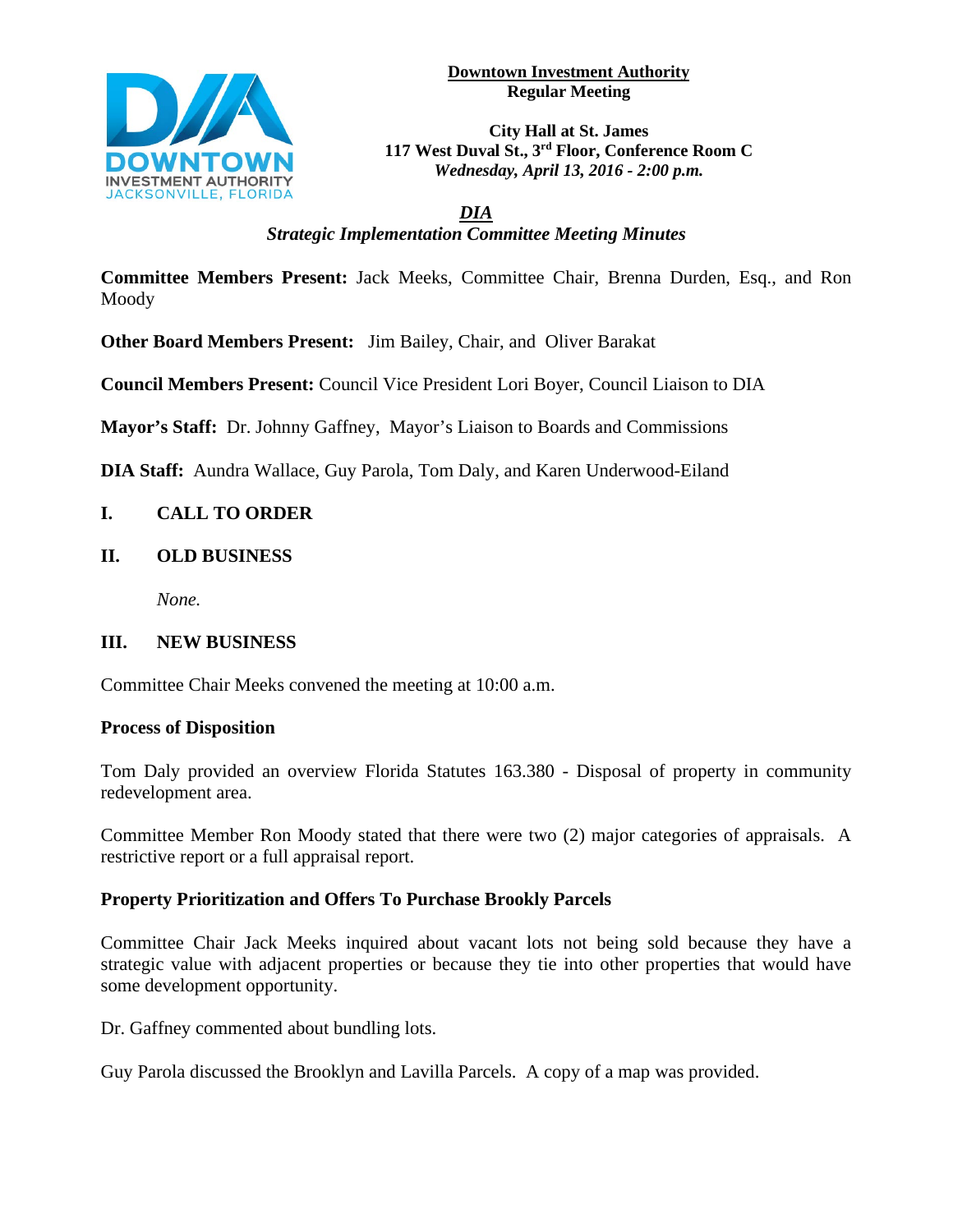**Downtown Investment Authority**
**Regular Meeting**

**City Hall at St. James**
**117 West Duval St., 3rd Floor, Conference Room C**
***Wednesday, April 13, 2016 - 2:00 p.m.***

***DIA***
***Strategic Implementation Committee Meeting Minutes***

**Committee Members Present:** Jack Meeks, Committee Chair, Brenna Durden, Esq., and Ron Moody

**Other Board Members Present:** Jim Bailey, Chair, and Oliver Barakat

**Council Members Present:** Council Vice President Lori Boyer, Council Liaison to DIA

**Mayor's Staff:** Dr. Johnny Gaffney, Mayor's Liaison to Boards and Commissions

**DIA Staff:** Aundra Wallace, Guy Parola, Tom Daly, and Karen Underwood-Eiland

## I. CALL TO ORDER

## II. OLD BUSINESS

*None.*

## III. NEW BUSINESS

Committee Chair Meeks convened the meeting at 10:00 a.m.

### Process of Disposition

Tom Daly provided an overview Florida Statutes 163.380 - Disposal of property in community redevelopment area.

Committee Member Ron Moody stated that there were two (2) major categories of appraisals. A restrictive report or a full appraisal report.

### Property Prioritization and Offers To Purchase Brookly Parcels

Committee Chair Jack Meeks inquired about vacant lots not being sold because they have a strategic value with adjacent properties or because they tie into other properties that would have some development opportunity.

Dr. Gaffney commented about bundling lots.

Guy Parola discussed the Brooklyn and Lavilla Parcels. A copy of a map was provided.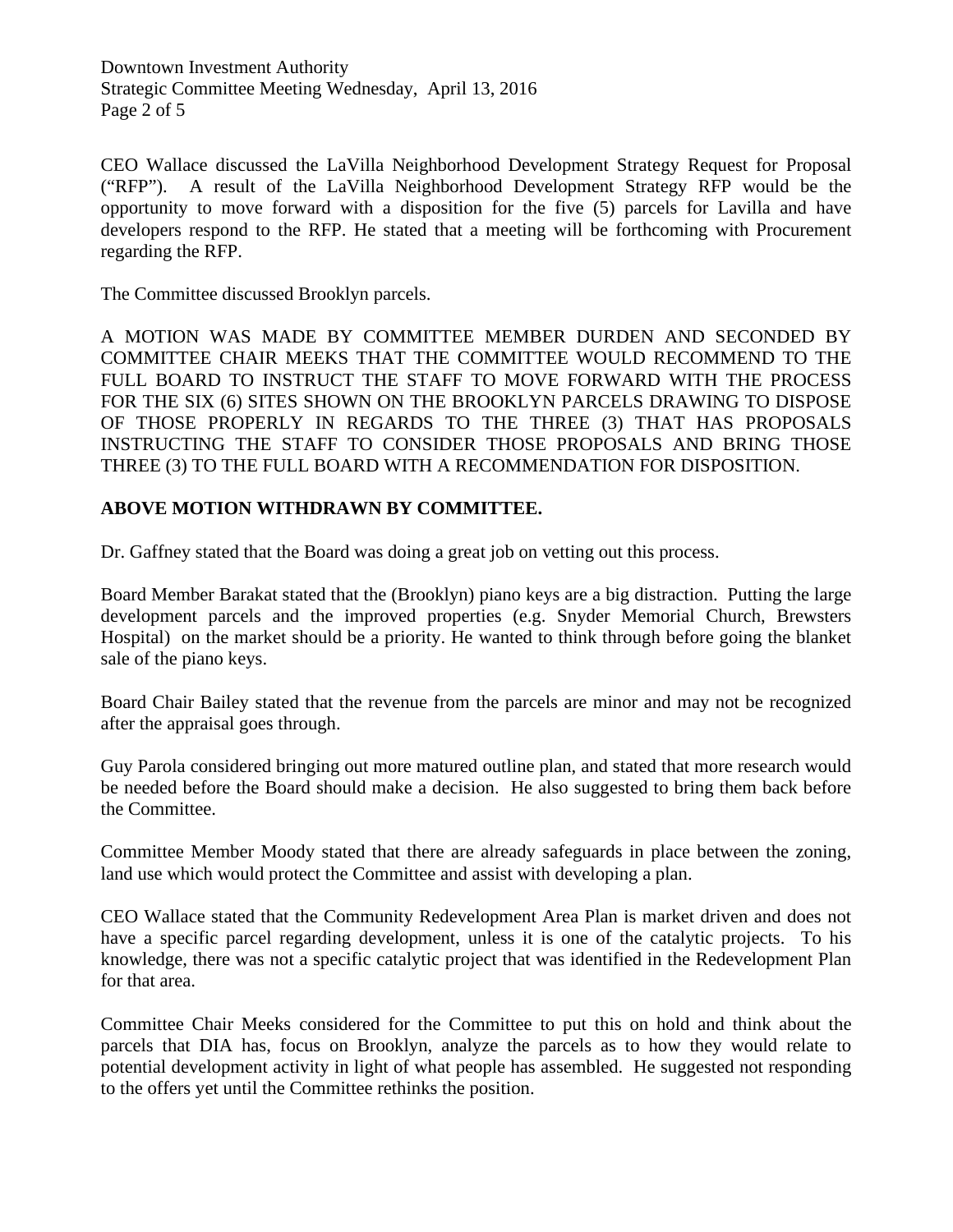CEO Wallace discussed the LaVilla Neighborhood Development Strategy Request for Proposal ("RFP"). A result of the LaVilla Neighborhood Development Strategy RFP would be the opportunity to move forward with a disposition for the five (5) parcels for Lavilla and have developers respond to the RFP. He stated that a meeting will be forthcoming with Procurement regarding the RFP.

The Committee discussed Brooklyn parcels.

A MOTION WAS MADE BY COMMITTEE MEMBER DURDEN AND SECONDED BY COMMITTEE CHAIR MEEKS THAT THE COMMITTEE WOULD RECOMMEND TO THE FULL BOARD TO INSTRUCT THE STAFF TO MOVE FORWARD WITH THE PROCESS FOR THE SIX (6) SITES SHOWN ON THE BROOKLYN PARCELS DRAWING TO DISPOSE OF THOSE PROPERLY IN REGARDS TO THE THREE (3) THAT HAS PROPOSALS INSTRUCTING THE STAFF TO CONSIDER THOSE PROPOSALS AND BRING THOSE THREE (3) TO THE FULL BOARD WITH A RECOMMENDATION FOR DISPOSITION.

**ABOVE MOTION WITHDRAWN BY COMMITTEE.**

Dr. Gaffney stated that the Board was doing a great job on vetting out this process.

Board Member Barakat stated that the (Brooklyn) piano keys are a big distraction. Putting the large development parcels and the improved properties (e.g. Snyder Memorial Church, Brewsters Hospital) on the market should be a priority. He wanted to think through before going the blanket sale of the piano keys.

Board Chair Bailey stated that the revenue from the parcels are minor and may not be recognized after the appraisal goes through.

Guy Parola considered bringing out more matured outline plan, and stated that more research would be needed before the Board should make a decision. He also suggested to bring them back before the Committee.

Committee Member Moody stated that there are already safeguards in place between the zoning, land use which would protect the Committee and assist with developing a plan.

CEO Wallace stated that the Community Redevelopment Area Plan is market driven and does not have a specific parcel regarding development, unless it is one of the catalytic projects. To his knowledge, there was not a specific catalytic project that was identified in the Redevelopment Plan for that area.

Committee Chair Meeks considered for the Committee to put this on hold and think about the parcels that DIA has, focus on Brooklyn, analyze the parcels as to how they would relate to potential development activity in light of what people has assembled. He suggested not responding to the offers yet until the Committee rethinks the position.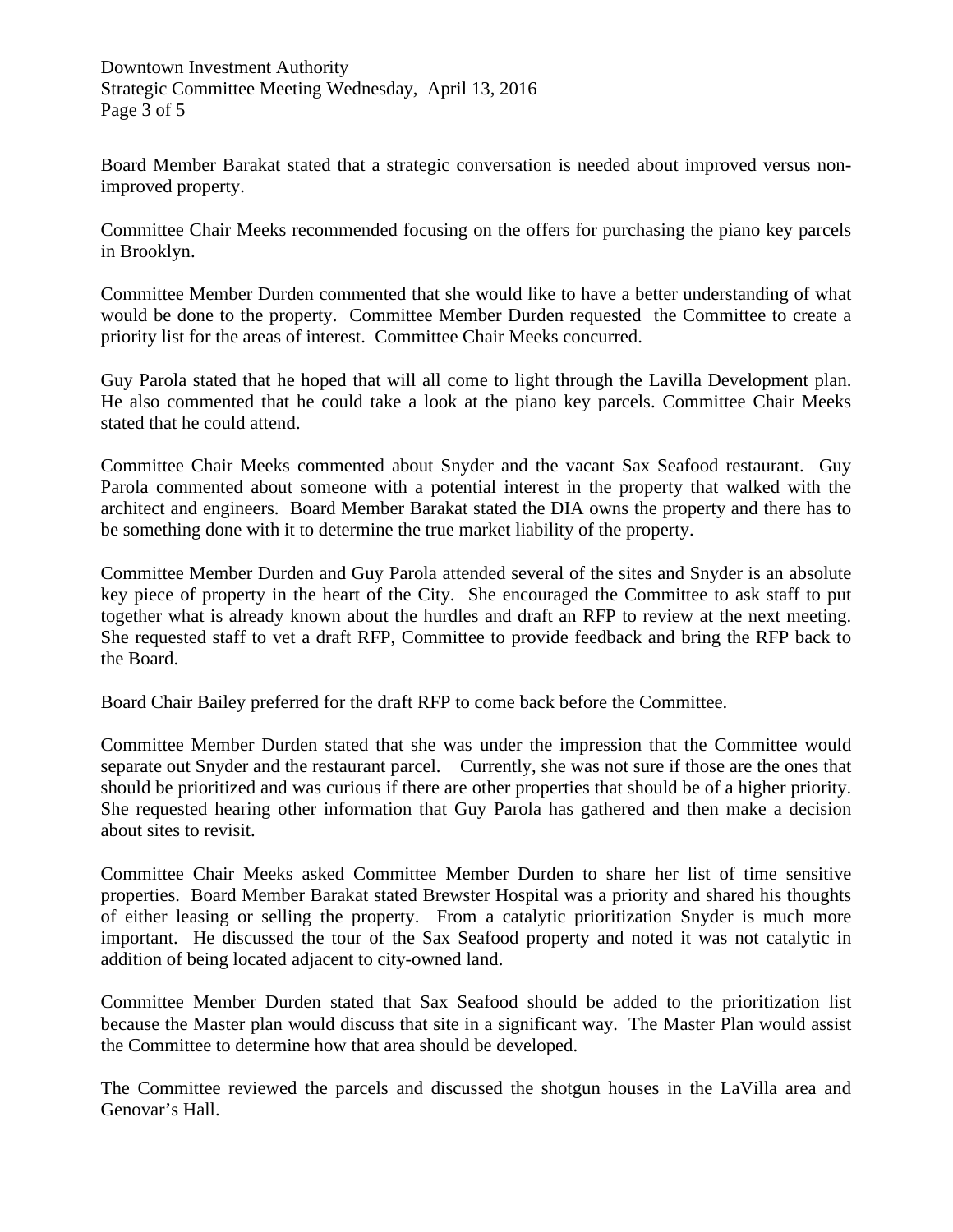Board Member Barakat stated that a strategic conversation is needed about improved versus non-improved property.

Committee Chair Meeks recommended focusing on the offers for purchasing the piano key parcels in Brooklyn.

Committee Member Durden commented that she would like to have a better understanding of what would be done to the property. Committee Member Durden requested the Committee to create a priority list for the areas of interest. Committee Chair Meeks concurred.

Guy Parola stated that he hoped that will all come to light through the Lavilla Development plan. He also commented that he could take a look at the piano key parcels. Committee Chair Meeks stated that he could attend.

Committee Chair Meeks commented about Snyder and the vacant Sax Seafood restaurant. Guy Parola commented about someone with a potential interest in the property that walked with the architect and engineers. Board Member Barakat stated the DIA owns the property and there has to be something done with it to determine the true market liability of the property.

Committee Member Durden and Guy Parola attended several of the sites and Snyder is an absolute key piece of property in the heart of the City. She encouraged the Committee to ask staff to put together what is already known about the hurdles and draft an RFP to review at the next meeting. She requested staff to vet a draft RFP, Committee to provide feedback and bring the RFP back to the Board.

Board Chair Bailey preferred for the draft RFP to come back before the Committee.

Committee Member Durden stated that she was under the impression that the Committee would separate out Snyder and the restaurant parcel. Currently, she was not sure if those are the ones that should be prioritized and was curious if there are other properties that should be of a higher priority. She requested hearing other information that Guy Parola has gathered and then make a decision about sites to revisit.

Committee Chair Meeks asked Committee Member Durden to share her list of time sensitive properties. Board Member Barakat stated Brewster Hospital was a priority and shared his thoughts of either leasing or selling the property. From a catalytic prioritization Snyder is much more important. He discussed the tour of the Sax Seafood property and noted it was not catalytic in addition of being located adjacent to city-owned land.

Committee Member Durden stated that Sax Seafood should be added to the prioritization list because the Master plan would discuss that site in a significant way. The Master Plan would assist the Committee to determine how that area should be developed.

The Committee reviewed the parcels and discussed the shotgun houses in the LaVilla area and Genovar's Hall.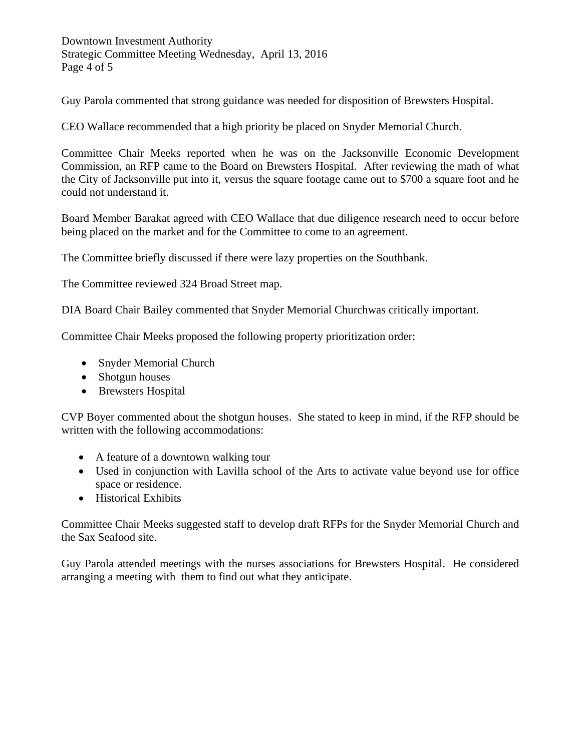Guy Parola commented that strong guidance was needed for disposition of Brewsters Hospital.

CEO Wallace recommended that a high priority be placed on Snyder Memorial Church.

Committee Chair Meeks reported when he was on the Jacksonville Economic Development Commission, an RFP came to the Board on Brewsters Hospital. After reviewing the math of what the City of Jacksonville put into it, versus the square footage came out to $700 a square foot and he could not understand it.

Board Member Barakat agreed with CEO Wallace that due diligence research need to occur before being placed on the market and for the Committee to come to an agreement.

The Committee briefly discussed if there were lazy properties on the Southbank.

The Committee reviewed 324 Broad Street map.

DIA Board Chair Bailey commented that Snyder Memorial Churchwas critically important.

Committee Chair Meeks proposed the following property prioritization order:

- Snyder Memorial Church
- Shotgun houses
- Brewsters Hospital

CVP Boyer commented about the shotgun houses. She stated to keep in mind, if the RFP should be written with the following accommodations:

- A feature of a downtown walking tour
- Used in conjunction with Lavilla school of the Arts to activate value beyond use for office space or residence.
- Historical Exhibits

Committee Chair Meeks suggested staff to develop draft RFPs for the Snyder Memorial Church and the Sax Seafood site.

Guy Parola attended meetings with the nurses associations for Brewsters Hospital. He considered arranging a meeting with them to find out what they anticipate.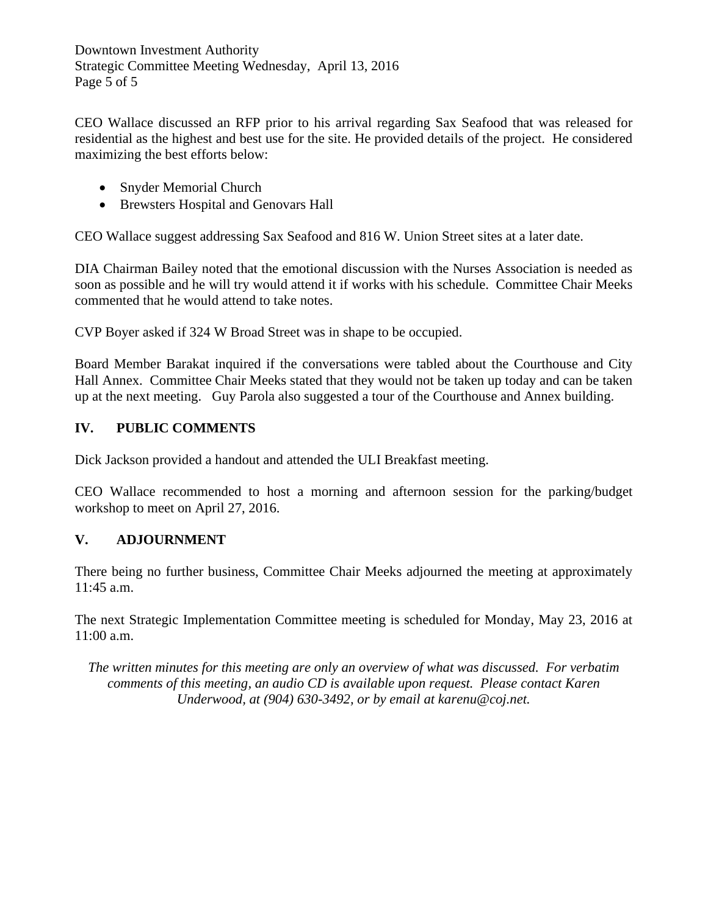CEO Wallace discussed an RFP prior to his arrival regarding Sax Seafood that was released for residential as the highest and best use for the site. He provided details of the project. He considered maximizing the best efforts below:

- Snyder Memorial Church
- Brewsters Hospital and Genovars Hall

CEO Wallace suggest addressing Sax Seafood and 816 W. Union Street sites at a later date.

DIA Chairman Bailey noted that the emotional discussion with the Nurses Association is needed as soon as possible and he will try would attend it if works with his schedule. Committee Chair Meeks commented that he would attend to take notes.

CVP Boyer asked if 324 W Broad Street was in shape to be occupied.

Board Member Barakat inquired if the conversations were tabled about the Courthouse and City Hall Annex. Committee Chair Meeks stated that they would not be taken up today and can be taken up at the next meeting. Guy Parola also suggested a tour of the Courthouse and Annex building.

## IV. PUBLIC COMMENTS

Dick Jackson provided a handout and attended the ULI Breakfast meeting.

CEO Wallace recommended to host a morning and afternoon session for the parking/budget workshop to meet on April 27, 2016.

## V. ADJOURNMENT

There being no further business, Committee Chair Meeks adjourned the meeting at approximately 11:45 a.m.

The next Strategic Implementation Committee meeting is scheduled for Monday, May 23, 2016 at 11:00 a.m.

*The written minutes for this meeting are only an overview of what was discussed. For verbatim comments of this meeting, an audio CD is available upon request. Please contact Karen Underwood, at (904) 630-3492, or by email at karenu@coj.net.*